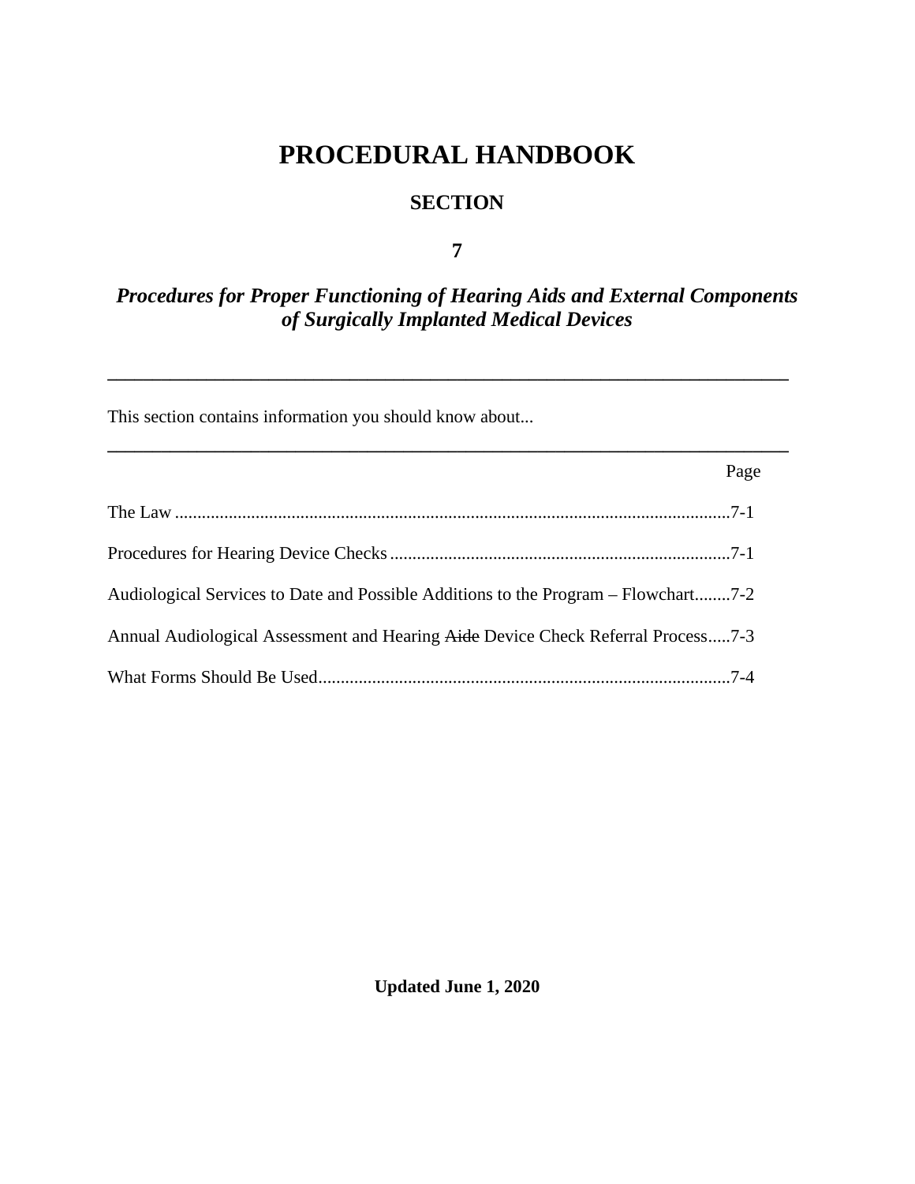# PROCEDURAL HANDBOOK

## SECTION

## 7

## *Procedures for Proper Functioning of Hearing Aids and External Components of Surgically Implanted Medical Devices*

---

This section contains information you should know about...

---

| | Page |
|---|---|
| The Law | 7-1 |
| Procedures for Hearing Device Checks | 7-1 |
| Audiological Services to Date and Possible Additions to the Program – Flowchart | 7-2 |
| Annual Audiological Assessment and Hearing ~~Aide~~ Device Check Referral Process | 7-3 |
| What Forms Should Be Used | 7-4 |

**Updated June 1, 2020**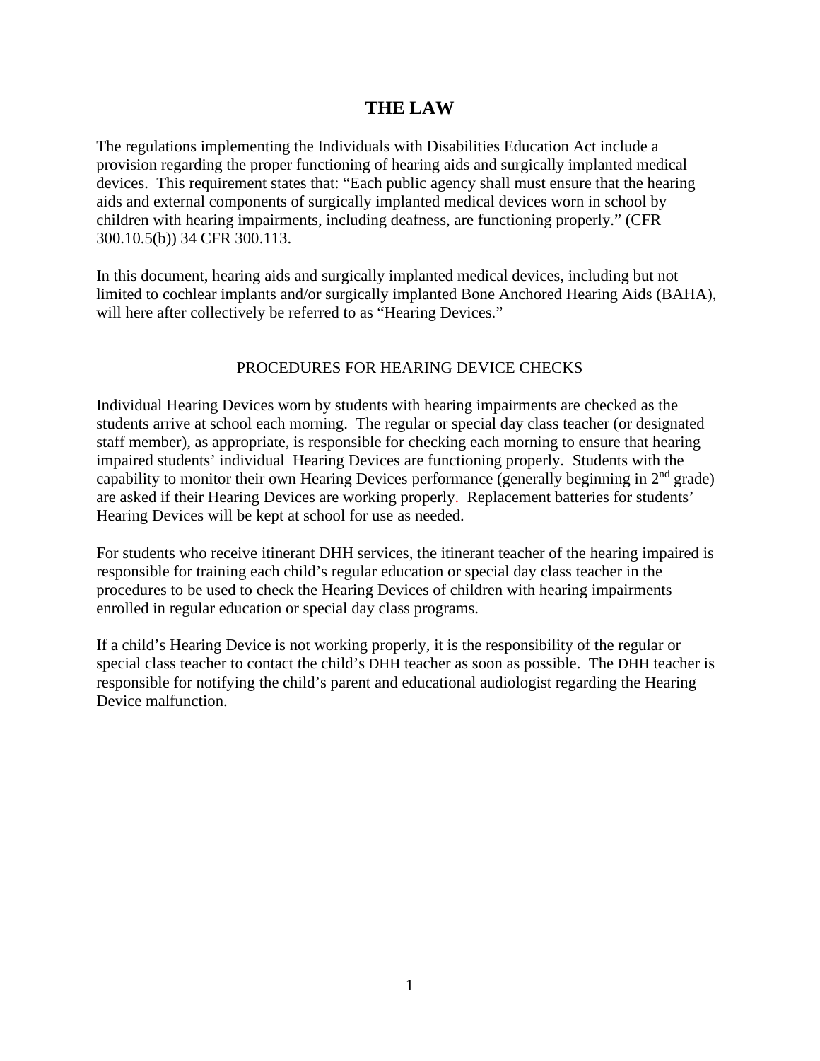# THE LAW

The regulations implementing the Individuals with Disabilities Education Act include a provision regarding the proper functioning of hearing aids and surgically implanted medical devices. This requirement states that: "Each public agency shall must ensure that the hearing aids and external components of surgically implanted medical devices worn in school by children with hearing impairments, including deafness, are functioning properly." (CFR 300.10.5(b)) 34 CFR 300.113.

In this document, hearing aids and surgically implanted medical devices, including but not limited to cochlear implants and/or surgically implanted Bone Anchored Hearing Aids (BAHA), will here after collectively be referred to as "Hearing Devices."

## PROCEDURES FOR HEARING DEVICE CHECKS

Individual Hearing Devices worn by students with hearing impairments are checked as the students arrive at school each morning. The regular or special day class teacher (or designated staff member), as appropriate, is responsible for checking each morning to ensure that hearing impaired students' individual Hearing Devices are functioning properly. Students with the capability to monitor their own Hearing Devices performance (generally beginning in 2nd grade) are asked if their Hearing Devices are working properly. Replacement batteries for students' Hearing Devices will be kept at school for use as needed.

For students who receive itinerant DHH services, the itinerant teacher of the hearing impaired is responsible for training each child's regular education or special day class teacher in the procedures to be used to check the Hearing Devices of children with hearing impairments enrolled in regular education or special day class programs.

If a child's Hearing Device is not working properly, it is the responsibility of the regular or special class teacher to contact the child's DHH teacher as soon as possible. The DHH teacher is responsible for notifying the child's parent and educational audiologist regarding the Hearing Device malfunction.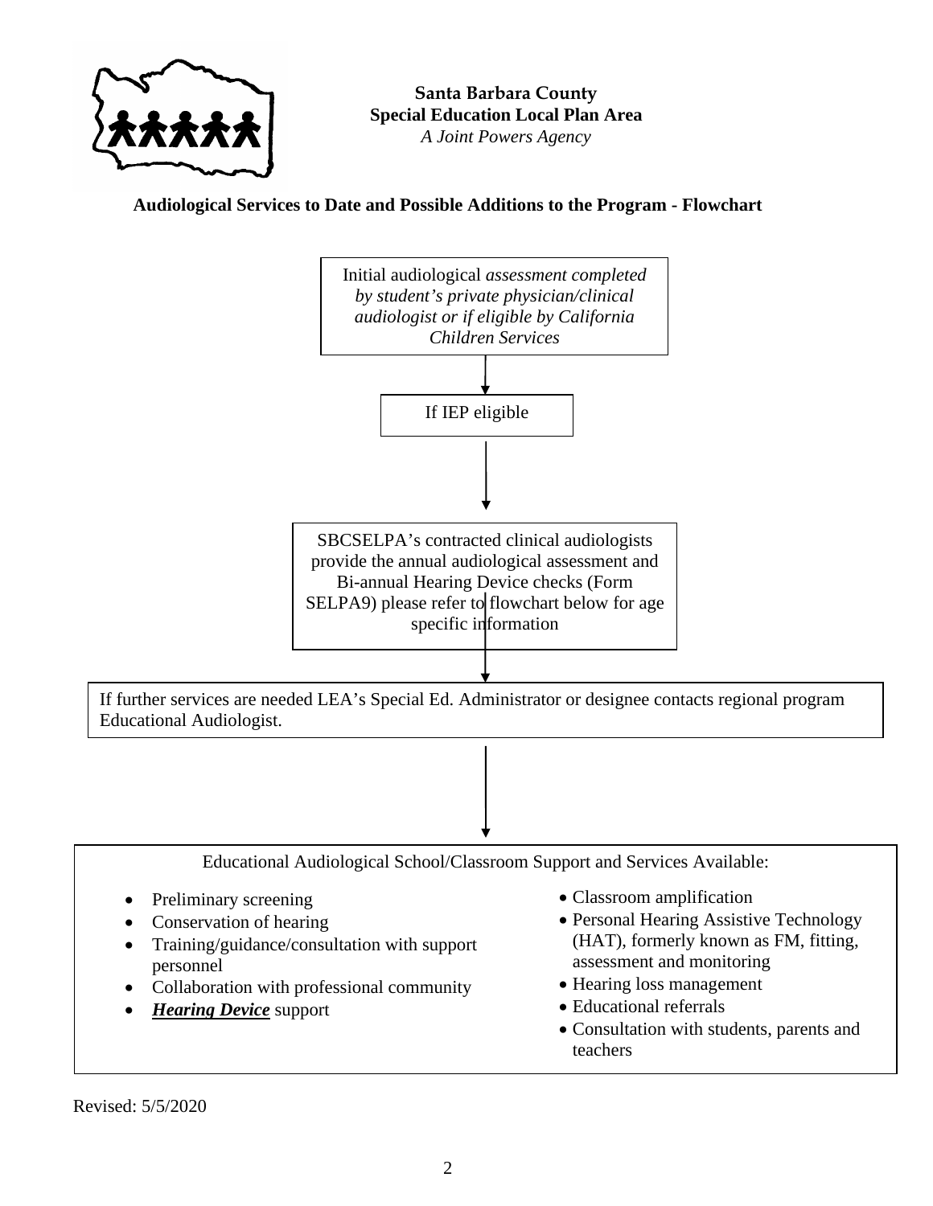**Santa Barbara County**
**Special Education Local Plan Area**
*A Joint Powers Agency*

## Audiological Services to Date and Possible Additions to the Program - Flowchart

Initial audiological *assessment completed by student's private physician/clinical audiologist or if eligible by California Children Services*

↓

If IEP eligible

↓

SBCSELPA's contracted clinical audiologists provide the annual audiological assessment and Bi-annual Hearing Device checks (Form SELPA9) please refer to flowchart below for age specific information

↓

If further services are needed LEA's Special Ed. Administrator or designee contacts regional program Educational Audiologist.

↓

Educational Audiological School/Classroom Support and Services Available:

- Preliminary screening
- Conservation of hearing
- Training/guidance/consultation with support personnel
- Collaboration with professional community
- ***Hearing Device*** support
- Classroom amplification
- Personal Hearing Assistive Technology (HAT), formerly known as FM, fitting, assessment and monitoring
- Hearing loss management
- Educational referrals
- Consultation with students, parents and teachers

Revised: 5/5/2020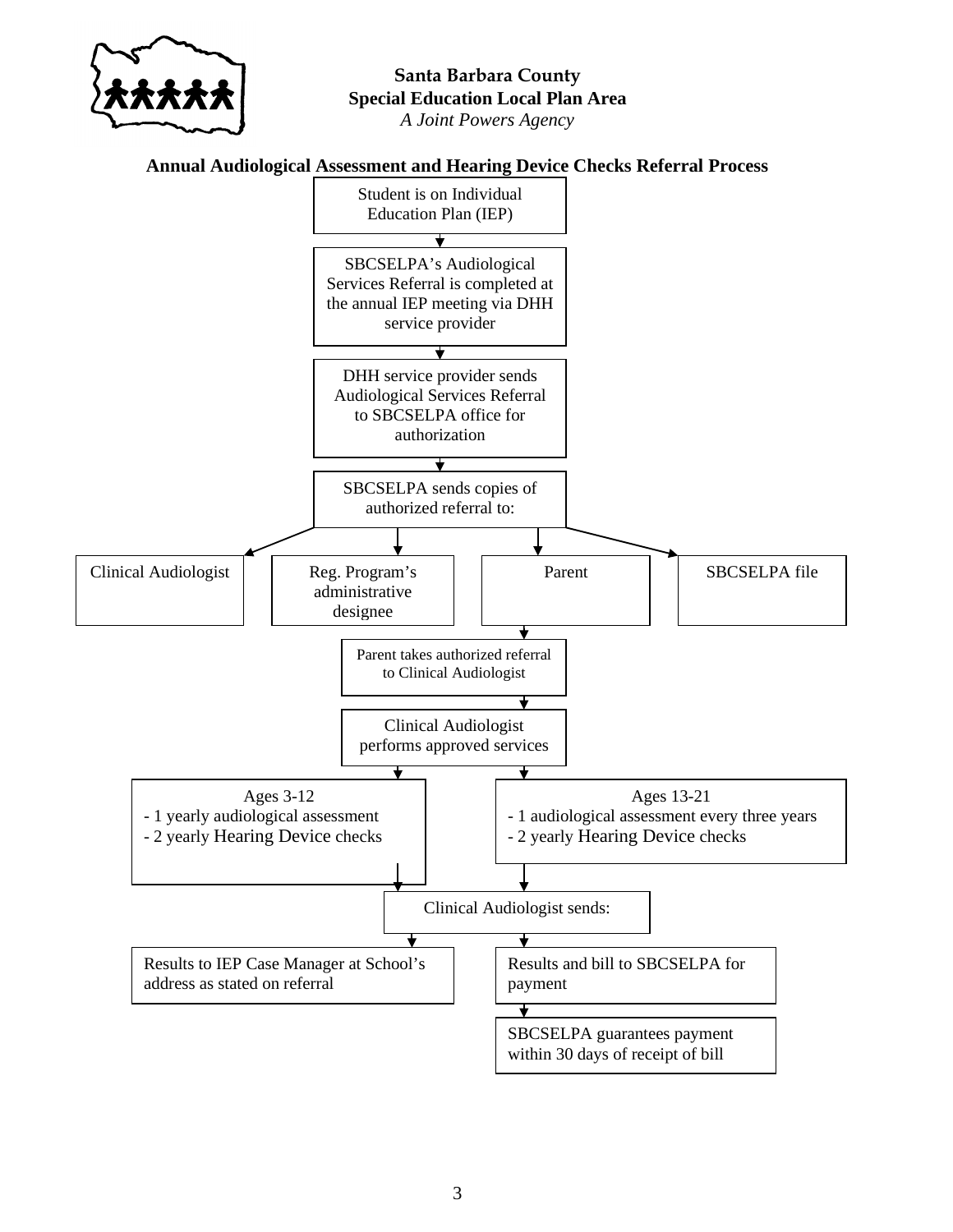**Santa Barbara County**
**Special Education Local Plan Area**
*A Joint Powers Agency*

## Annual Audiological Assessment and Hearing Device Checks Referral Process

Student is on Individual Education Plan (IEP)

↓

SBCSELPA's Audiological Services Referral is completed at the annual IEP meeting via DHH service provider

↓

DHH service provider sends Audiological Services Referral to SBCSELPA office for authorization

↓

SBCSELPA sends copies of authorized referral to:

- Clinical Audiologist
- Reg. Program's administrative designee
- Parent
- SBCSELPA file

Parent ↓

Parent takes authorized referral to Clinical Audiologist

↓

Clinical Audiologist performs approved services

↓

**Ages 3-12**
- 1 yearly audiological assessment
- 2 yearly Hearing Device checks

**Ages 13-21**
- 1 audiological assessment every three years
- 2 yearly Hearing Device checks

↓

Clinical Audiologist sends:

- Results to IEP Case Manager at School's address as stated on referral
- Results and bill to SBCSELPA for payment
  - ↓ SBCSELPA guarantees payment within 30 days of receipt of bill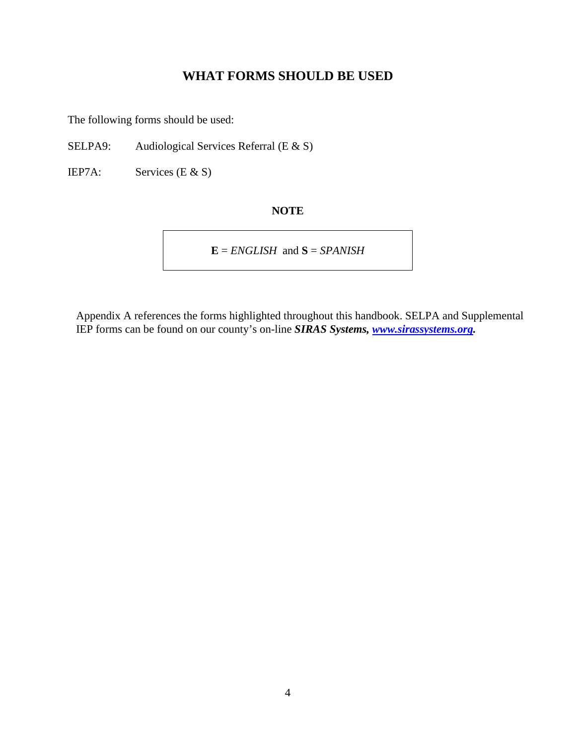## WHAT FORMS SHOULD BE USED

The following forms should be used:

SELPA9: Audiological Services Referral (E & S)

IEP7A: Services (E & S)

**NOTE**

| |
|---|
| **E** = *ENGLISH* and **S** = *SPANISH* |

Appendix A references the forms highlighted throughout this handbook. SELPA and Supplemental IEP forms can be found on our county's on-line ***SIRAS Systems, [www.sirassystems.org](http://www.sirassystems.org).***